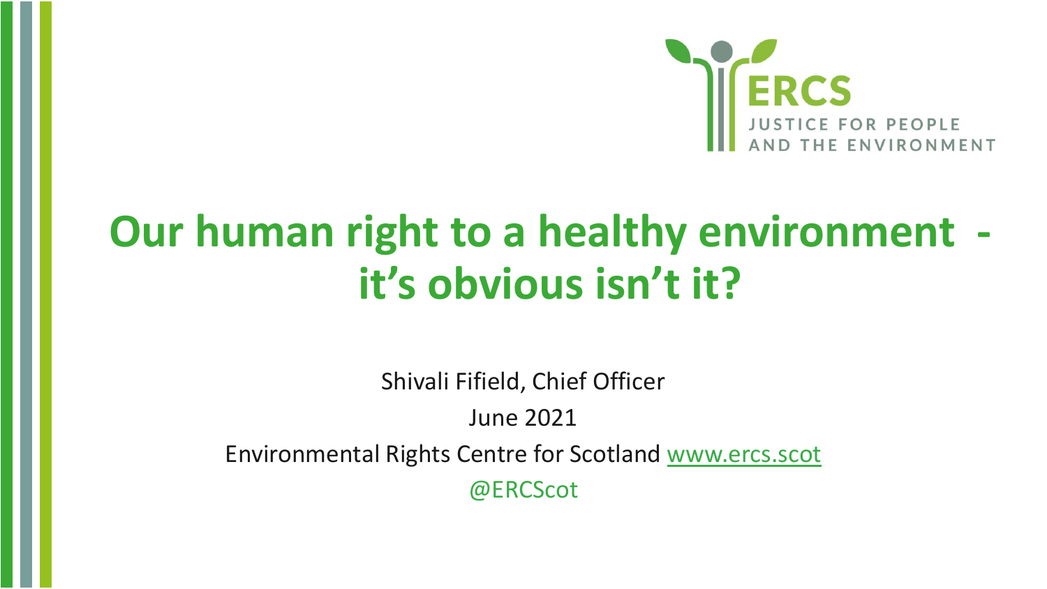ERCS

JUSTICE FOR PEOPLE AND THE ENVIRONMENT

# Our human right to a healthy environment - it's obvious isn't it?

Shivali Fifield, Chief Officer

June 2021

Environmental Rights Centre for Scotland www.ercs.scot

@ERCScot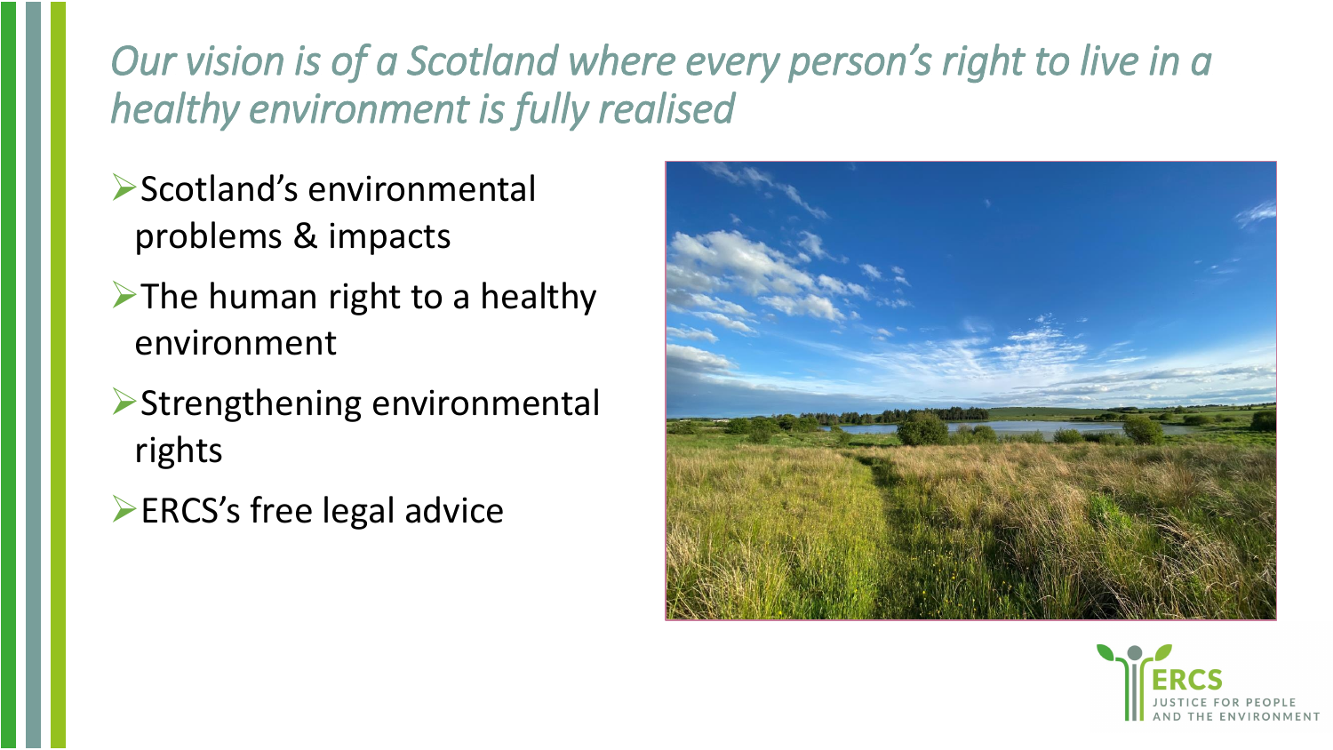*Our vision is of a Scotland where every person's right to live in a healthy environment is fully realised*

- Scotland's environmental problems & impacts
- The human right to a healthy environment
- Strengthening environmental rights
- ERCS's free legal advice

ERCS
JUSTICE FOR PEOPLE AND THE ENVIRONMENT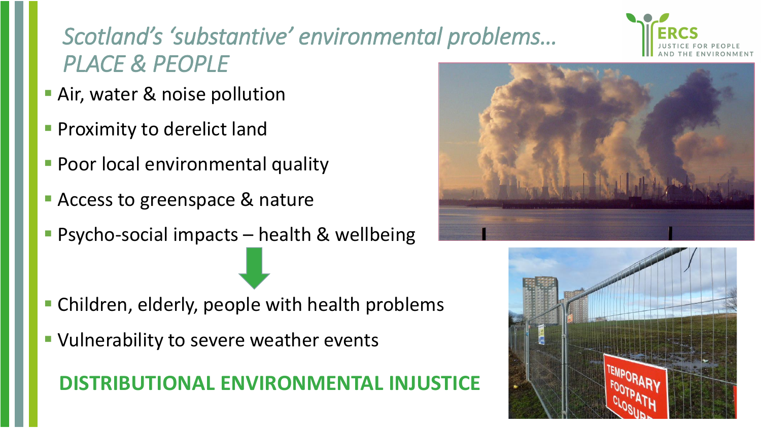# *Scotland's 'substantive' environmental problems… PLACE & PEOPLE*

- Air, water & noise pollution
- Proximity to derelict land
- Poor local environmental quality
- Access to greenspace & nature
- Psycho-social impacts – health & wellbeing

↓

- Children, elderly, people with health problems
- Vulnerability to severe weather events

**DISTRIBUTIONAL ENVIRONMENTAL INJUSTICE**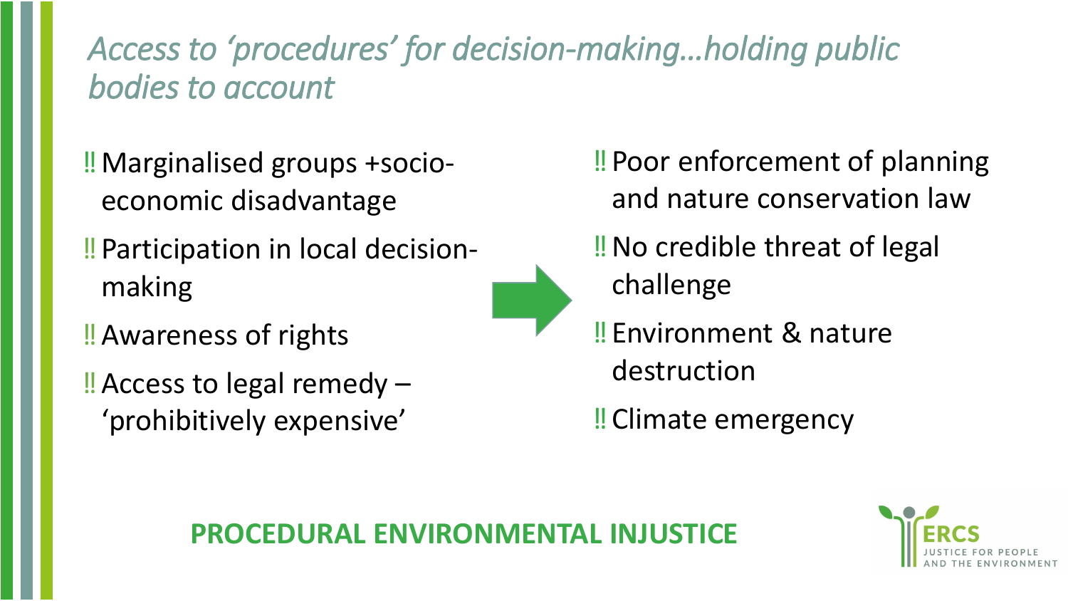## *Access to ‘procedures’ for decision-making…holding public bodies to account*

- ‼ Marginalised groups +socio-economic disadvantage
- ‼ Participation in local decision-making
- ‼ Awareness of rights
- ‼ Access to legal remedy – ‘prohibitively expensive’

- ‼ Poor enforcement of planning and nature conservation law
- ‼ No credible threat of legal challenge
- ‼ Environment & nature destruction
- ‼ Climate emergency

**PROCEDURAL ENVIRONMENTAL INJUSTICE**

ERCS
JUSTICE FOR PEOPLE AND THE ENVIRONMENT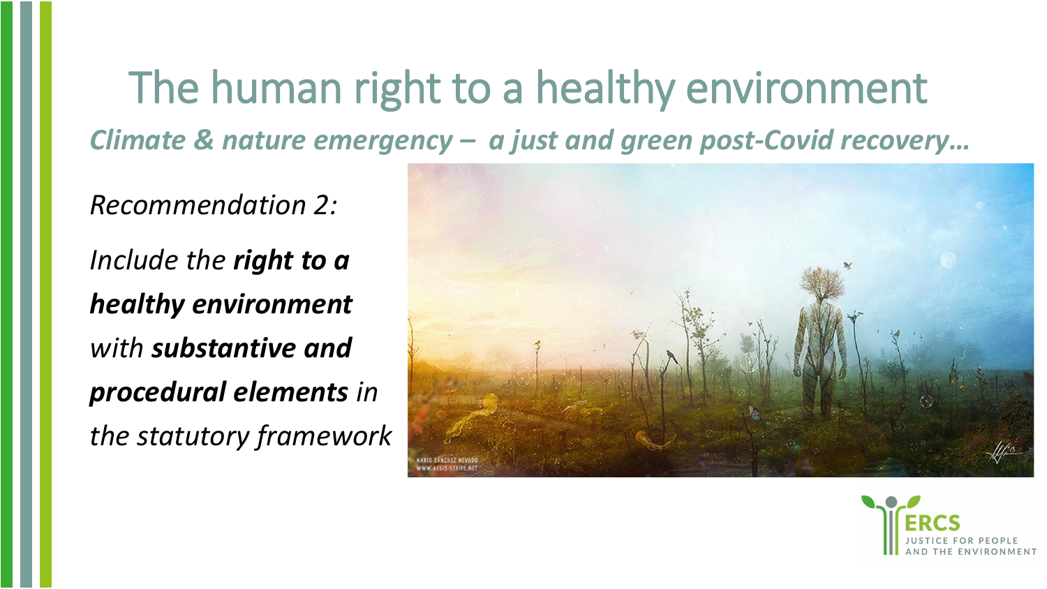# The human right to a healthy environment

***Climate & nature emergency – a just and green post-Covid recovery…***

*Recommendation 2:*

*Include the **right to a healthy environment** with **substantive and procedural elements** in the statutory framework*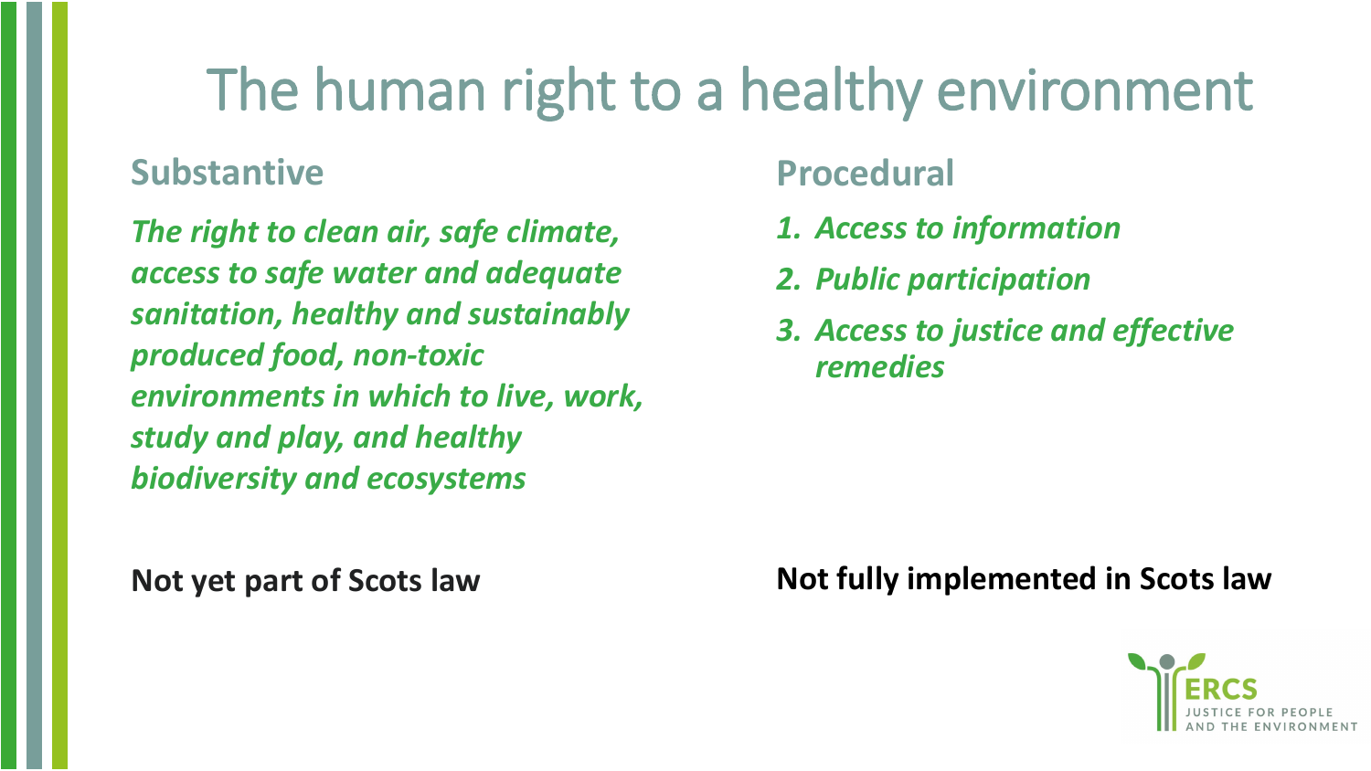# The human right to a healthy environment

## Substantive

***The right to clean air, safe climate, access to safe water and adequate sanitation, healthy and sustainably produced food, non-toxic environments in which to live, work, study and play, and healthy biodiversity and ecosystems***

**Not yet part of Scots law**

## Procedural

1. ***Access to information***
2. ***Public participation***
3. ***Access to justice and effective remedies***

**Not fully implemented in Scots law**

ERCS
JUSTICE FOR PEOPLE AND THE ENVIRONMENT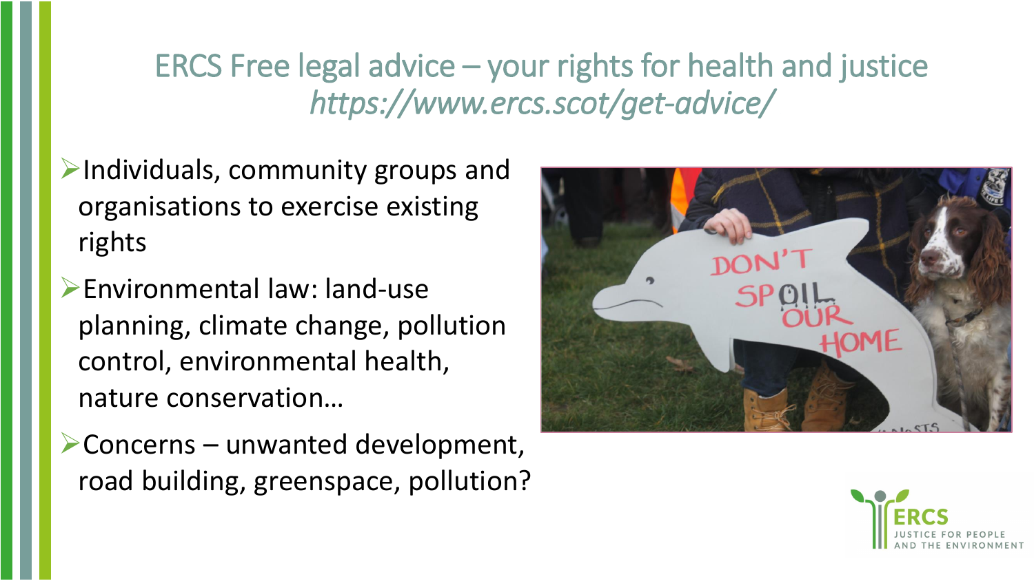# ERCS Free legal advice – your rights for health and justice

*https://www.ercs.scot/get-advice/*

- Individuals, community groups and organisations to exercise existing rights
- Environmental law: land-use planning, climate change, pollution control, environmental health, nature conservation…
- Concerns – unwanted development, road building, greenspace, pollution?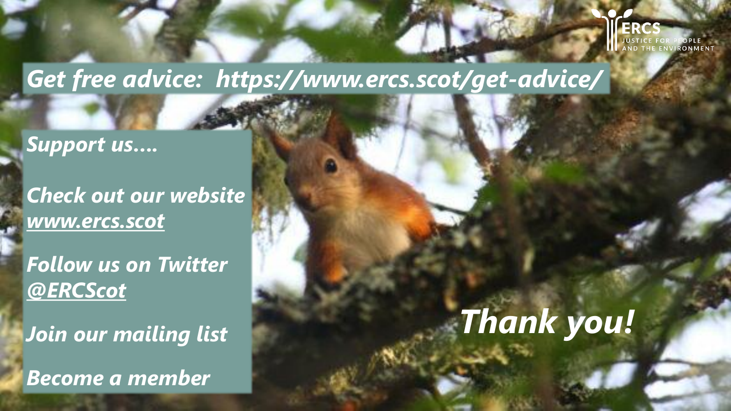**ERCS**
JUSTICE FOR PEOPLE AND THE ENVIRONMENT

*Get free advice: https://www.ercs.scot/get-advice/*

*Support us….*

*Check out our website [www.ercs.scot](https://www.ercs.scot)*

*Follow us on Twitter @ERCScot*

*Join our mailing list*

*Become a member*

*Thank you!*